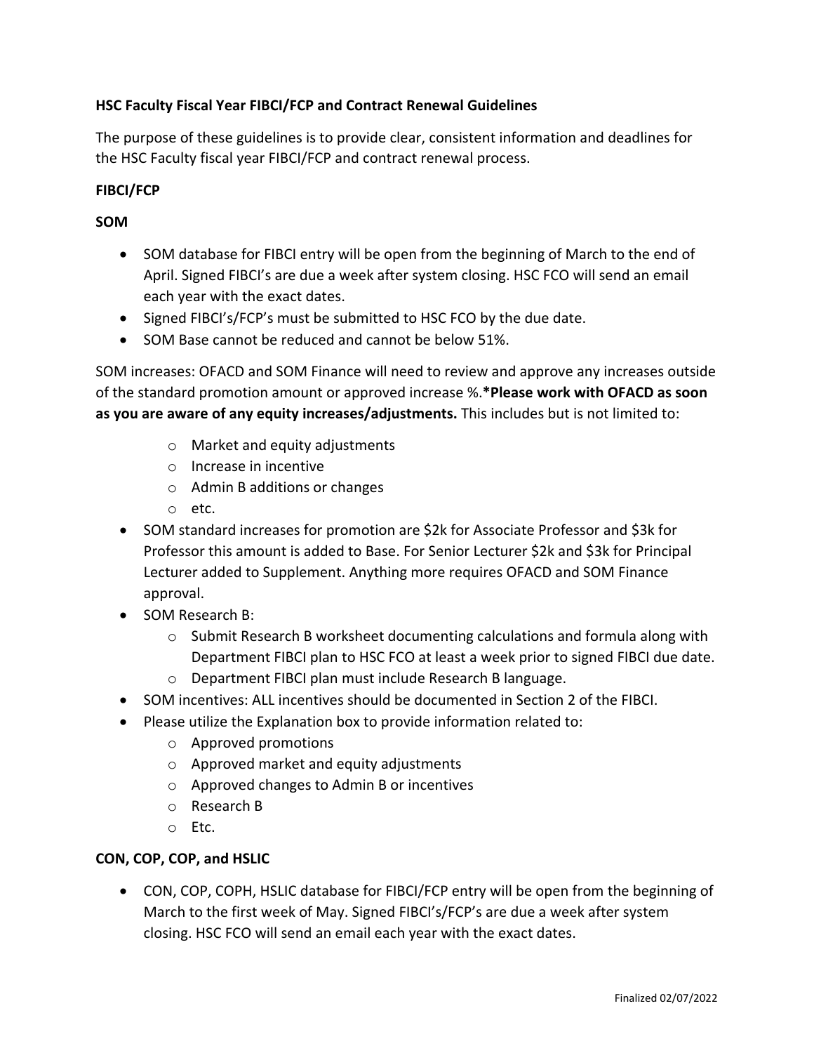**HSC Faculty Fiscal Year FIBCI/FCP and Contract Renewal Guidelines**

The purpose of these guidelines is to provide clear, consistent information and deadlines for the HSC Faculty fiscal year FIBCI/FCP and contract renewal process.

**FIBCI/FCP**

**SOM**

- SOM database for FIBCI entry will be open from the beginning of March to the end of April. Signed FIBCI's are due a week after system closing. HSC FCO will send an email each year with the exact dates.
- Signed FIBCI's/FCP's must be submitted to HSC FCO by the due date.
- SOM Base cannot be reduced and cannot be below 51%.

SOM increases: OFACD and SOM Finance will need to review and approve any increases outside of the standard promotion amount or approved increase %.***Please work with OFACD as soon as you are aware of any equity increases/adjustments.** This includes but is not limited to:

  - Market and equity adjustments
  - Increase in incentive
  - Admin B additions or changes
  - etc.

- SOM standard increases for promotion are $2k for Associate Professor and $3k for Professor this amount is added to Base. For Senior Lecturer $2k and $3k for Principal Lecturer added to Supplement. Anything more requires OFACD and SOM Finance approval.
- SOM Research B:
  - Submit Research B worksheet documenting calculations and formula along with Department FIBCI plan to HSC FCO at least a week prior to signed FIBCI due date.
  - Department FIBCI plan must include Research B language.
- SOM incentives: ALL incentives should be documented in Section 2 of the FIBCI.
- Please utilize the Explanation box to provide information related to:
  - Approved promotions
  - Approved market and equity adjustments
  - Approved changes to Admin B or incentives
  - Research B
  - Etc.

**CON, COP, COP, and HSLIC**

- CON, COP, COPH, HSLIC database for FIBCI/FCP entry will be open from the beginning of March to the first week of May. Signed FIBCI's/FCP's are due a week after system closing. HSC FCO will send an email each year with the exact dates.

Finalized 02/07/2022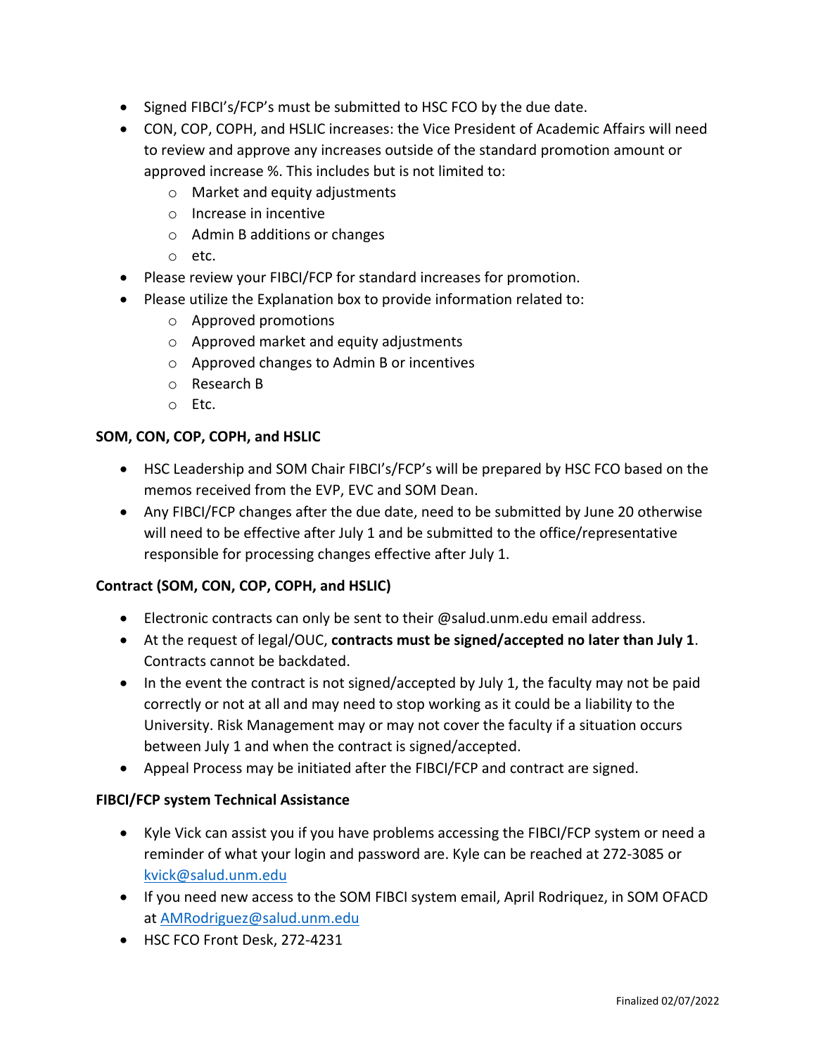- Signed FIBCI's/FCP's must be submitted to HSC FCO by the due date.
- CON, COP, COPH, and HSLIC increases: the Vice President of Academic Affairs will need to review and approve any increases outside of the standard promotion amount or approved increase %. This includes but is not limited to:
  - Market and equity adjustments
  - Increase in incentive
  - Admin B additions or changes
  - etc.
- Please review your FIBCI/FCP for standard increases for promotion.
- Please utilize the Explanation box to provide information related to:
  - Approved promotions
  - Approved market and equity adjustments
  - Approved changes to Admin B or incentives
  - Research B
  - Etc.

**SOM, CON, COP, COPH, and HSLIC**

- HSC Leadership and SOM Chair FIBCI's/FCP's will be prepared by HSC FCO based on the memos received from the EVP, EVC and SOM Dean.
- Any FIBCI/FCP changes after the due date, need to be submitted by June 20 otherwise will need to be effective after July 1 and be submitted to the office/representative responsible for processing changes effective after July 1.

**Contract (SOM, CON, COP, COPH, and HSLIC)**

- Electronic contracts can only be sent to their @salud.unm.edu email address.
- At the request of legal/OUC, **contracts must be signed/accepted no later than July 1**. Contracts cannot be backdated.
- In the event the contract is not signed/accepted by July 1, the faculty may not be paid correctly or not at all and may need to stop working as it could be a liability to the University. Risk Management may or may not cover the faculty if a situation occurs between July 1 and when the contract is signed/accepted.
- Appeal Process may be initiated after the FIBCI/FCP and contract are signed.

**FIBCI/FCP system Technical Assistance**

- Kyle Vick can assist you if you have problems accessing the FIBCI/FCP system or need a reminder of what your login and password are. Kyle can be reached at 272-3085 or kvick@salud.unm.edu
- If you need new access to the SOM FIBCI system email, April Rodriquez, in SOM OFACD at AMRodriguez@salud.unm.edu
- HSC FCO Front Desk, 272-4231

Finalized 02/07/2022